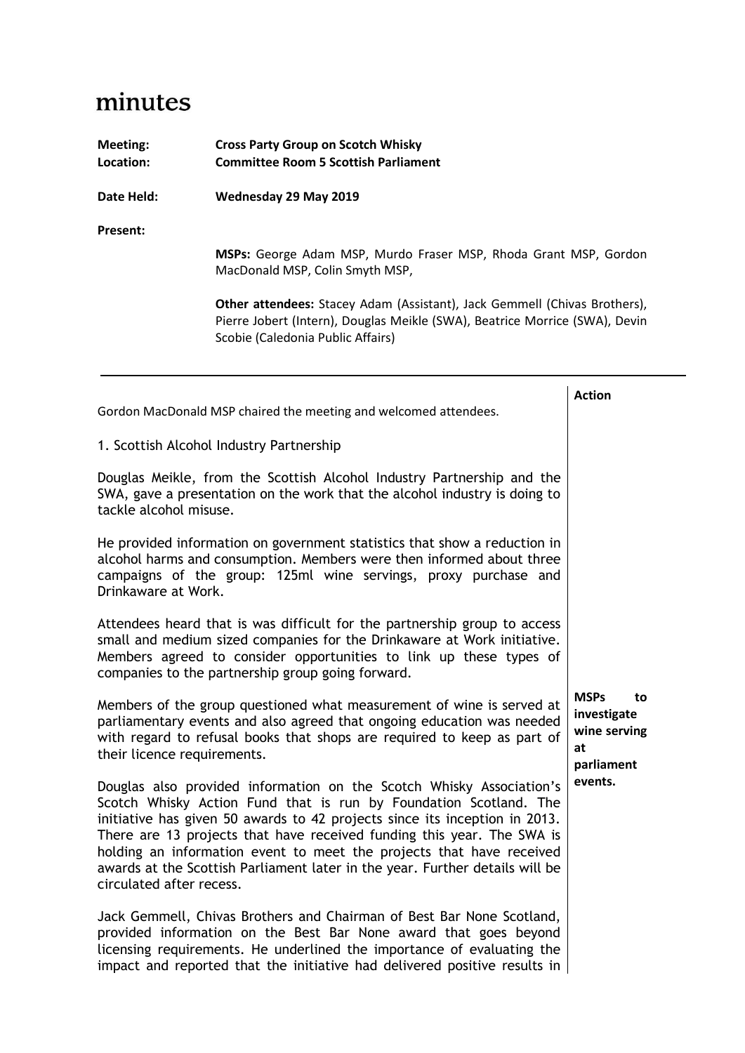# minutes

**Meeting:** **Cross Party Group on Scotch Whisky**
**Location:** **Committee Room 5 Scottish Parliament**

**Date Held:** **Wednesday 29 May 2019**

**Present:**

**MSPs:** George Adam MSP, Murdo Fraser MSP, Rhoda Grant MSP, Gordon MacDonald MSP, Colin Smyth MSP,

**Other attendees:** Stacey Adam (Assistant), Jack Gemmell (Chivas Brothers), Pierre Jobert (Intern), Douglas Meikle (SWA), Beatrice Morrice (SWA), Devin Scobie (Caledonia Public Affairs)

---

| | **Action** |
|---|---|
| Gordon MacDonald MSP chaired the meeting and welcomed attendees. | |
| 1. Scottish Alcohol Industry Partnership | |
| Douglas Meikle, from the Scottish Alcohol Industry Partnership and the SWA, gave a presentation on the work that the alcohol industry is doing to tackle alcohol misuse. | |
| He provided information on government statistics that show a reduction in alcohol harms and consumption. Members were then informed about three campaigns of the group: 125ml wine servings, proxy purchase and Drinkaware at Work. | |
| Attendees heard that is was difficult for the partnership group to access small and medium sized companies for the Drinkaware at Work initiative. Members agreed to consider opportunities to link up these types of companies to the partnership group going forward. | |
| Members of the group questioned what measurement of wine is served at parliamentary events and also agreed that ongoing education was needed with regard to refusal books that shops are required to keep as part of their licence requirements. | **MSPs to investigate wine serving at parliament events.** |
| Douglas also provided information on the Scotch Whisky Association's Scotch Whisky Action Fund that is run by Foundation Scotland. The initiative has given 50 awards to 42 projects since its inception in 2013. There are 13 projects that have received funding this year. The SWA is holding an information event to meet the projects that have received awards at the Scottish Parliament later in the year. Further details will be circulated after recess. | |
| Jack Gemmell, Chivas Brothers and Chairman of Best Bar None Scotland, provided information on the Best Bar None award that goes beyond licensing requirements. He underlined the importance of evaluating the impact and reported that the initiative had delivered positive results in | |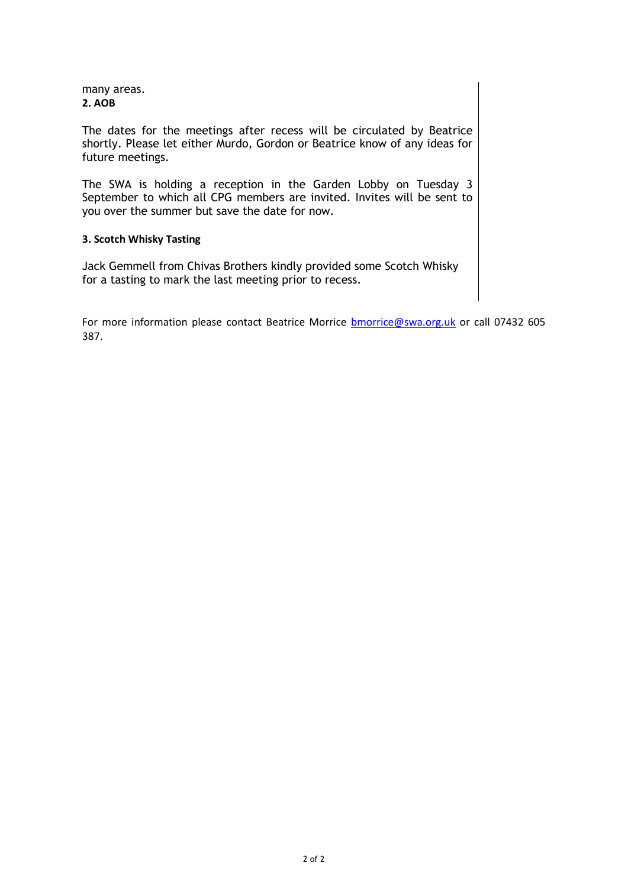many areas.

**2. AOB**

The dates for the meetings after recess will be circulated by Beatrice shortly. Please let either Murdo, Gordon or Beatrice know of any ideas for future meetings.

The SWA is holding a reception in the Garden Lobby on Tuesday 3 September to which all CPG members are invited. Invites will be sent to you over the summer but save the date for now.

**3. Scotch Whisky Tasting**

Jack Gemmell from Chivas Brothers kindly provided some Scotch Whisky for a tasting to mark the last meeting prior to recess.

For more information please contact Beatrice Morrice bmorrice@swa.org.uk or call 07432 605 387.